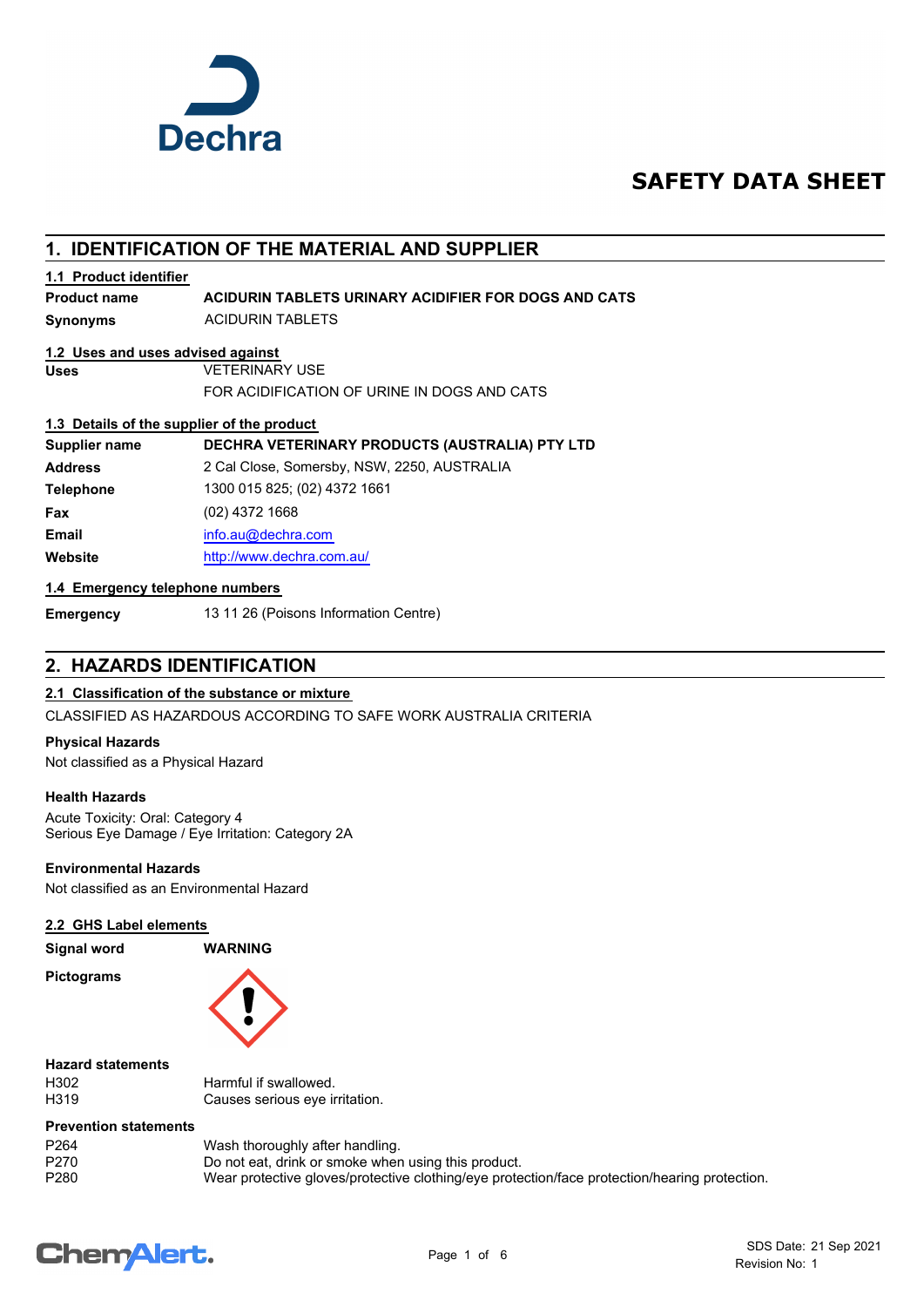# SAFETY DATA SHEET

## 1. IDENTIFICATION OF THE MATERIAL AND SUPPLIER

### 1.1 Product identifier

| | |
|---|---|
| **Product name** | **ACIDURIN TABLETS URINARY ACIDIFIER FOR DOGS AND CATS** |
| **Synonyms** | ACIDURIN TABLETS |

### 1.2 Uses and uses advised against

| | |
|---|---|
| **Uses** | VETERINARY USE<br>FOR ACIDIFICATION OF URINE IN DOGS AND CATS |

### 1.3 Details of the supplier of the product

| | |
|---|---|
| **Supplier name** | **DECHRA VETERINARY PRODUCTS (AUSTRALIA) PTY LTD** |
| **Address** | 2 Cal Close, Somersby, NSW, 2250, AUSTRALIA |
| **Telephone** | 1300 015 825; (02) 4372 1661 |
| **Fax** | (02) 4372 1668 |
| **Email** | info.au@dechra.com |
| **Website** | http://www.dechra.com.au/ |

### 1.4 Emergency telephone numbers

| | |
|---|---|
| **Emergency** | 13 11 26 (Poisons Information Centre) |

## 2. HAZARDS IDENTIFICATION

### 2.1 Classification of the substance or mixture

CLASSIFIED AS HAZARDOUS ACCORDING TO SAFE WORK AUSTRALIA CRITERIA

**Physical Hazards**

Not classified as a Physical Hazard

**Health Hazards**

Acute Toxicity: Oral: Category 4
Serious Eye Damage / Eye Irritation: Category 2A

**Environmental Hazards**

Not classified as an Environmental Hazard

### 2.2 GHS Label elements

**Signal word** **WARNING**

**Pictograms**

**Hazard statements**

| | |
|---|---|
| H302 | Harmful if swallowed. |
| H319 | Causes serious eye irritation. |

**Prevention statements**

| | |
|---|---|
| P264 | Wash thoroughly after handling. |
| P270 | Do not eat, drink or smoke when using this product. |
| P280 | Wear protective gloves/protective clothing/eye protection/face protection/hearing protection. |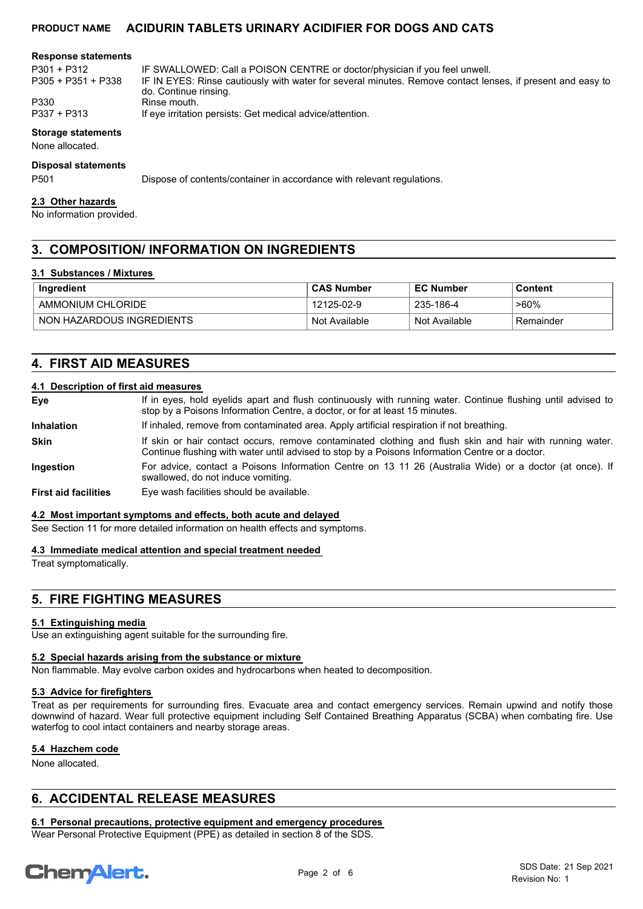**Response statements**

| | |
|---|---|
| P301 + P312 | IF SWALLOWED: Call a POISON CENTRE or doctor/physician if you feel unwell. |
| P305 + P351 + P338 | IF IN EYES: Rinse cautiously with water for several minutes. Remove contact lenses, if present and easy to do. Continue rinsing. |
| P330 | Rinse mouth. |
| P337 + P313 | If eye irritation persists: Get medical advice/attention. |

**Storage statements**

None allocated.

**Disposal statements**

| | |
|---|---|
| P501 | Dispose of contents/container in accordance with relevant regulations. |

### 2.3 Other hazards

No information provided.

## 3. COMPOSITION/ INFORMATION ON INGREDIENTS

### 3.1 Substances / Mixtures

| Ingredient | CAS Number | EC Number | Content |
|---|---|---|---|
| AMMONIUM CHLORIDE | 12125-02-9 | 235-186-4 | >60% |
| NON HAZARDOUS INGREDIENTS | Not Available | Not Available | Remainder |

## 4. FIRST AID MEASURES

### 4.1 Description of first aid measures

| | |
|---|---|
| **Eye** | If in eyes, hold eyelids apart and flush continuously with running water. Continue flushing until advised to stop by a Poisons Information Centre, a doctor, or for at least 15 minutes. |
| **Inhalation** | If inhaled, remove from contaminated area. Apply artificial respiration if not breathing. |
| **Skin** | If skin or hair contact occurs, remove contaminated clothing and flush skin and hair with running water. Continue flushing with water until advised to stop by a Poisons Information Centre or a doctor. |
| **Ingestion** | For advice, contact a Poisons Information Centre on 13 11 26 (Australia Wide) or a doctor (at once). If swallowed, do not induce vomiting. |
| **First aid facilities** | Eye wash facilities should be available. |

### 4.2 Most important symptoms and effects, both acute and delayed

See Section 11 for more detailed information on health effects and symptoms.

### 4.3 Immediate medical attention and special treatment needed

Treat symptomatically.

## 5. FIRE FIGHTING MEASURES

### 5.1 Extinguishing media

Use an extinguishing agent suitable for the surrounding fire.

### 5.2 Special hazards arising from the substance or mixture

Non flammable. May evolve carbon oxides and hydrocarbons when heated to decomposition.

### 5.3 Advice for firefighters

Treat as per requirements for surrounding fires. Evacuate area and contact emergency services. Remain upwind and notify those downwind of hazard. Wear full protective equipment including Self Contained Breathing Apparatus (SCBA) when combating fire. Use waterfog to cool intact containers and nearby storage areas.

### 5.4 Hazchem code

None allocated.

## 6. ACCIDENTAL RELEASE MEASURES

### 6.1 Personal precautions, protective equipment and emergency procedures

Wear Personal Protective Equipment (PPE) as detailed in section 8 of the SDS.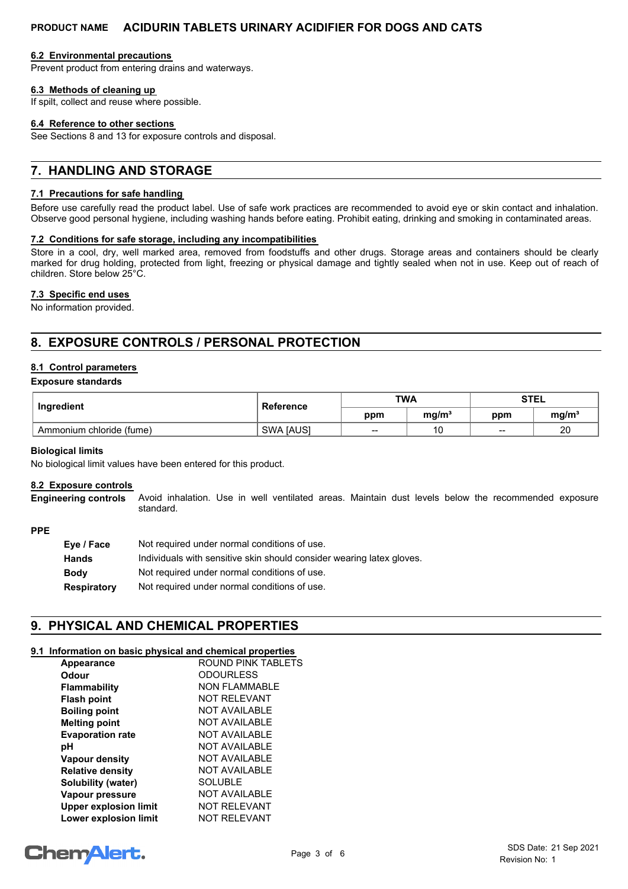#### 6.2 Environmental precautions

Prevent product from entering drains and waterways.

#### 6.3 Methods of cleaning up

If spilt, collect and reuse where possible.

#### 6.4 Reference to other sections

See Sections 8 and 13 for exposure controls and disposal.

## 7. HANDLING AND STORAGE

#### 7.1 Precautions for safe handling

Before use carefully read the product label. Use of safe work practices are recommended to avoid eye or skin contact and inhalation. Observe good personal hygiene, including washing hands before eating. Prohibit eating, drinking and smoking in contaminated areas.

#### 7.2 Conditions for safe storage, including any incompatibilities

Store in a cool, dry, well marked area, removed from foodstuffs and other drugs. Storage areas and containers should be clearly marked for drug holding, protected from light, freezing or physical damage and tightly sealed when not in use. Keep out of reach of children. Store below 25°C.

#### 7.3 Specific end uses

No information provided.

## 8. EXPOSURE CONTROLS / PERSONAL PROTECTION

#### 8.1 Control parameters

**Exposure standards**

| Ingredient | Reference | TWA | | STEL | |
|---|---|---|---|---|---|
| | | ppm | mg/m³ | ppm | mg/m³ |
| Ammonium chloride (fume) | SWA [AUS] | -- | 10 | -- | 20 |

**Biological limits**

No biological limit values have been entered for this product.

#### 8.2 Exposure controls

**Engineering controls** Avoid inhalation. Use in well ventilated areas. Maintain dust levels below the recommended exposure standard.

**PPE**

- **Eye / Face** Not required under normal conditions of use.
- **Hands** Individuals with sensitive skin should consider wearing latex gloves.
- **Body** Not required under normal conditions of use.
- **Respiratory** Not required under normal conditions of use.

## 9. PHYSICAL AND CHEMICAL PROPERTIES

#### 9.1 Information on basic physical and chemical properties

| Property | Value |
|---|---|
| **Appearance** | ROUND PINK TABLETS |
| **Odour** | ODOURLESS |
| **Flammability** | NON FLAMMABLE |
| **Flash point** | NOT RELEVANT |
| **Boiling point** | NOT AVAILABLE |
| **Melting point** | NOT AVAILABLE |
| **Evaporation rate** | NOT AVAILABLE |
| **pH** | NOT AVAILABLE |
| **Vapour density** | NOT AVAILABLE |
| **Relative density** | NOT AVAILABLE |
| **Solubility (water)** | SOLUBLE |
| **Vapour pressure** | NOT AVAILABLE |
| **Upper explosion limit** | NOT RELEVANT |
| **Lower explosion limit** | NOT RELEVANT |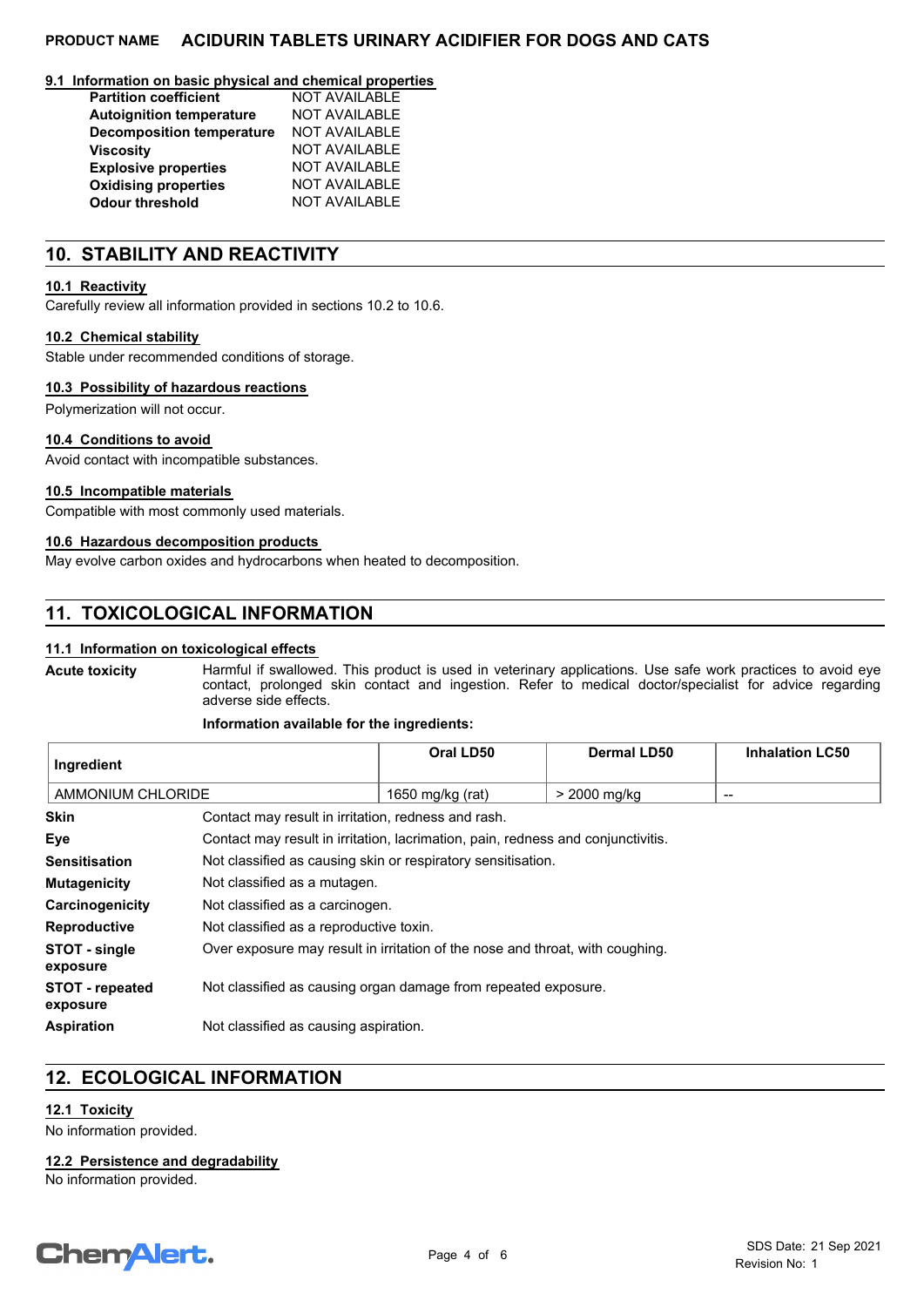### 9.1 Information on basic physical and chemical properties

| | |
|---|---|
| **Partition coefficient** | NOT AVAILABLE |
| **Autoignition temperature** | NOT AVAILABLE |
| **Decomposition temperature** | NOT AVAILABLE |
| **Viscosity** | NOT AVAILABLE |
| **Explosive properties** | NOT AVAILABLE |
| **Oxidising properties** | NOT AVAILABLE |
| **Odour threshold** | NOT AVAILABLE |

## 10. STABILITY AND REACTIVITY

### 10.1 Reactivity

Carefully review all information provided in sections 10.2 to 10.6.

### 10.2 Chemical stability

Stable under recommended conditions of storage.

### 10.3 Possibility of hazardous reactions

Polymerization will not occur.

### 10.4 Conditions to avoid

Avoid contact with incompatible substances.

### 10.5 Incompatible materials

Compatible with most commonly used materials.

### 10.6 Hazardous decomposition products

May evolve carbon oxides and hydrocarbons when heated to decomposition.

## 11. TOXICOLOGICAL INFORMATION

### 11.1 Information on toxicological effects

**Acute toxicity** Harmful if swallowed. This product is used in veterinary applications. Use safe work practices to avoid eye contact, prolonged skin contact and ingestion. Refer to medical doctor/specialist for advice regarding adverse side effects.

**Information available for the ingredients:**

| Ingredient | Oral LD50 | Dermal LD50 | Inhalation LC50 |
|---|---|---|---|
| AMMONIUM CHLORIDE | 1650 mg/kg (rat) | > 2000 mg/kg | -- |

**Skin** Contact may result in irritation, redness and rash.

**Eye** Contact may result in irritation, lacrimation, pain, redness and conjunctivitis.

**Sensitisation** Not classified as causing skin or respiratory sensitisation.

**Mutagenicity** Not classified as a mutagen.

**Carcinogenicity** Not classified as a carcinogen.

**Reproductive** Not classified as a reproductive toxin.

**STOT - single exposure** Over exposure may result in irritation of the nose and throat, with coughing.

**STOT - repeated exposure** Not classified as causing organ damage from repeated exposure.

**Aspiration** Not classified as causing aspiration.

## 12. ECOLOGICAL INFORMATION

### 12.1 Toxicity

No information provided.

### 12.2 Persistence and degradability

No information provided.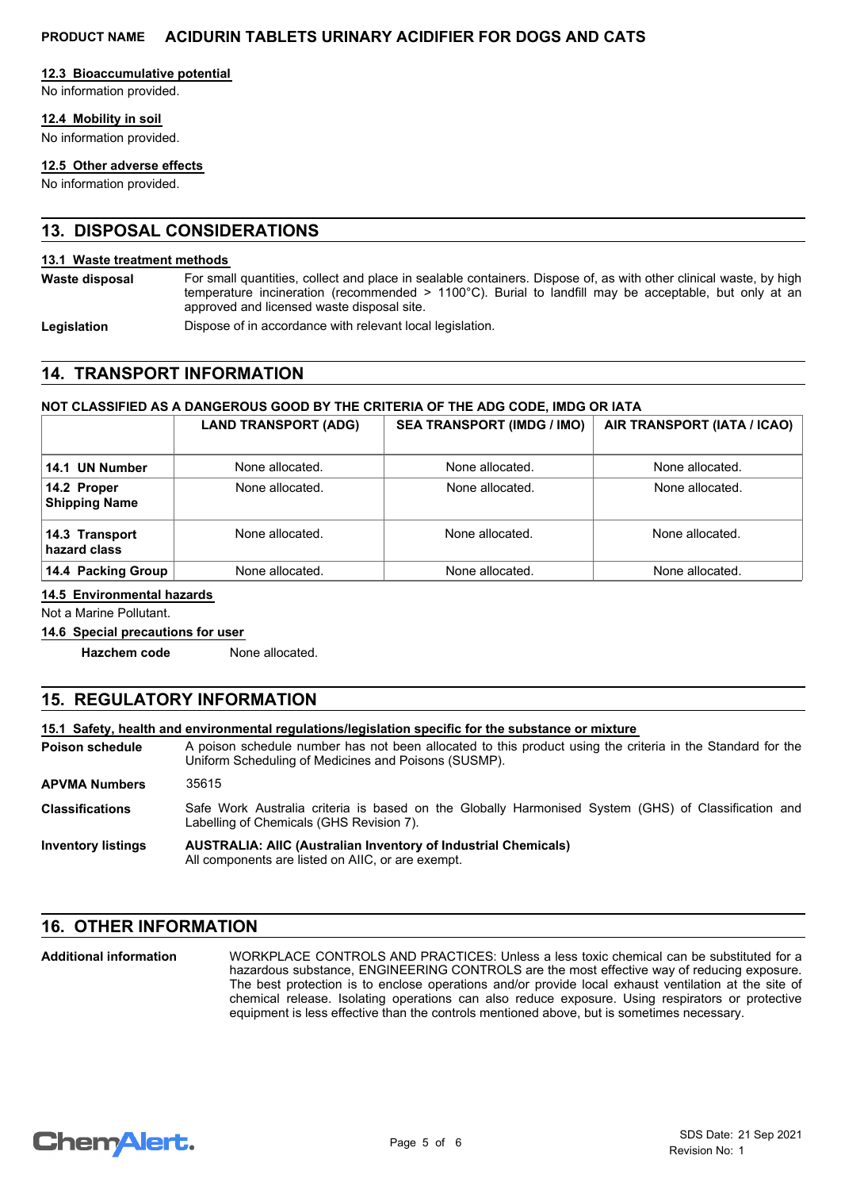#### 12.3 Bioaccumulative potential

No information provided.

#### 12.4 Mobility in soil

No information provided.

#### 12.5 Other adverse effects

No information provided.

## 13. DISPOSAL CONSIDERATIONS

#### 13.1 Waste treatment methods

**Waste disposal** For small quantities, collect and place in sealable containers. Dispose of, as with other clinical waste, by high temperature incineration (recommended > 1100°C). Burial to landfill may be acceptable, but only at an approved and licensed waste disposal site.

**Legislation** Dispose of in accordance with relevant local legislation.

## 14. TRANSPORT INFORMATION

**NOT CLASSIFIED AS A DANGEROUS GOOD BY THE CRITERIA OF THE ADG CODE, IMDG OR IATA**

| | LAND TRANSPORT (ADG) | SEA TRANSPORT (IMDG / IMO) | AIR TRANSPORT (IATA / ICAO) |
|---|---|---|---|
| **14.1 UN Number** | None allocated. | None allocated. | None allocated. |
| **14.2 Proper Shipping Name** | None allocated. | None allocated. | None allocated. |
| **14.3 Transport hazard class** | None allocated. | None allocated. | None allocated. |
| **14.4 Packing Group** | None allocated. | None allocated. | None allocated. |

#### 14.5 Environmental hazards

Not a Marine Pollutant.

#### 14.6 Special precautions for user

**Hazchem code** None allocated.

## 15. REGULATORY INFORMATION

#### 15.1 Safety, health and environmental regulations/legislation specific for the substance or mixture

**Poison schedule** A poison schedule number has not been allocated to this product using the criteria in the Standard for the Uniform Scheduling of Medicines and Poisons (SUSMP).

**APVMA Numbers** 35615

**Classifications** Safe Work Australia criteria is based on the Globally Harmonised System (GHS) of Classification and Labelling of Chemicals (GHS Revision 7).

**Inventory listings** **AUSTRALIA: AIIC (Australian Inventory of Industrial Chemicals)**
All components are listed on AIIC, or are exempt.

## 16. OTHER INFORMATION

**Additional information** WORKPLACE CONTROLS AND PRACTICES: Unless a less toxic chemical can be substituted for a hazardous substance, ENGINEERING CONTROLS are the most effective way of reducing exposure. The best protection is to enclose operations and/or provide local exhaust ventilation at the site of chemical release. Isolating operations can also reduce exposure. Using respirators or protective equipment is less effective than the controls mentioned above, but is sometimes necessary.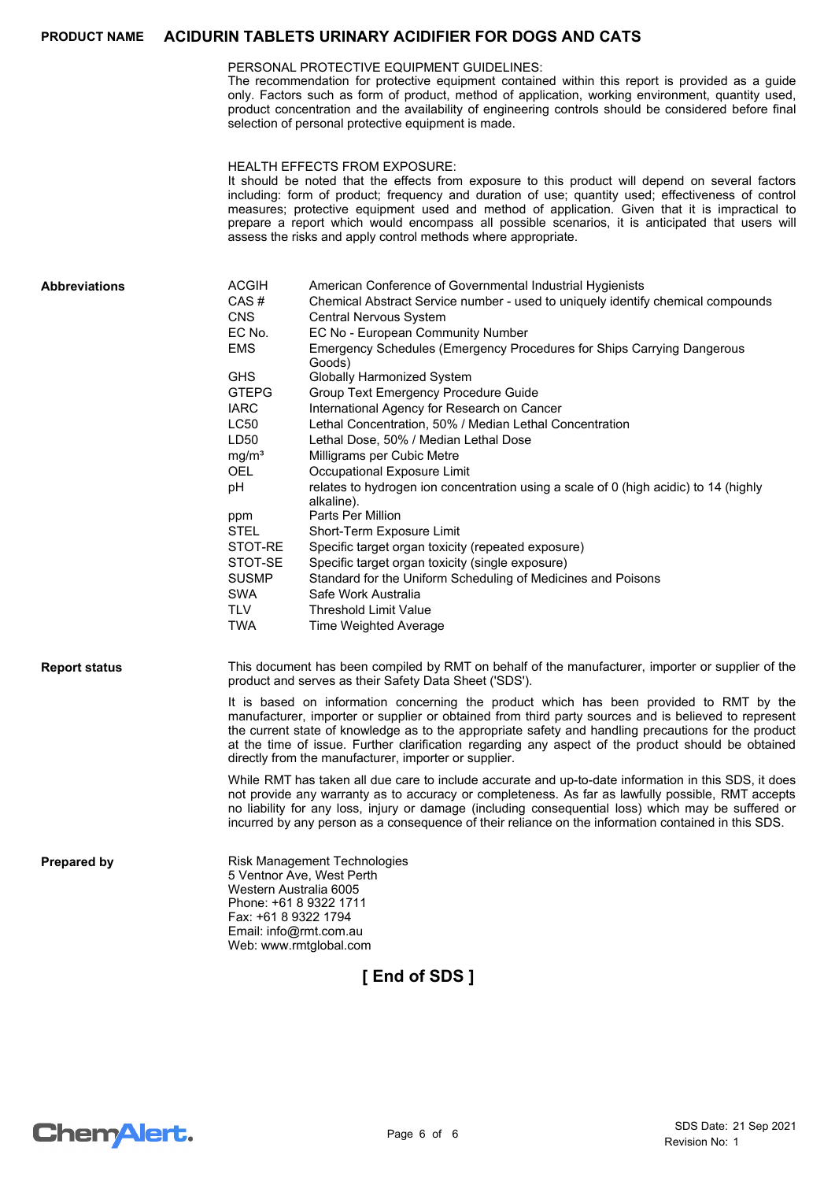PERSONAL PROTECTIVE EQUIPMENT GUIDELINES:
The recommendation for protective equipment contained within this report is provided as a guide only. Factors such as form of product, method of application, working environment, quantity used, product concentration and the availability of engineering controls should be considered before final selection of personal protective equipment is made.

HEALTH EFFECTS FROM EXPOSURE:
It should be noted that the effects from exposure to this product will depend on several factors including: form of product; frequency and duration of use; quantity used; effectiveness of control measures; protective equipment used and method of application. Given that it is impractical to prepare a report which would encompass all possible scenarios, it is anticipated that users will assess the risks and apply control methods where appropriate.

**Abbreviations**

| | |
|---|---|
| ACGIH | American Conference of Governmental Industrial Hygienists |
| CAS # | Chemical Abstract Service number - used to uniquely identify chemical compounds |
| CNS | Central Nervous System |
| EC No. | EC No - European Community Number |
| EMS | Emergency Schedules (Emergency Procedures for Ships Carrying Dangerous Goods) |
| GHS | Globally Harmonized System |
| GTEPG | Group Text Emergency Procedure Guide |
| IARC | International Agency for Research on Cancer |
| LC50 | Lethal Concentration, 50% / Median Lethal Concentration |
| LD50 | Lethal Dose, 50% / Median Lethal Dose |
| $mg/m^3$ | Milligrams per Cubic Metre |
| OEL | Occupational Exposure Limit |
| pH | relates to hydrogen ion concentration using a scale of 0 (high acidic) to 14 (highly alkaline). |
| ppm | Parts Per Million |
| STEL | Short-Term Exposure Limit |
| STOT-RE | Specific target organ toxicity (repeated exposure) |
| STOT-SE | Specific target organ toxicity (single exposure) |
| SUSMP | Standard for the Uniform Scheduling of Medicines and Poisons |
| SWA | Safe Work Australia |
| TLV | Threshold Limit Value |
| TWA | Time Weighted Average |

**Report status**

This document has been compiled by RMT on behalf of the manufacturer, importer or supplier of the product and serves as their Safety Data Sheet ('SDS').

It is based on information concerning the product which has been provided to RMT by the manufacturer, importer or supplier or obtained from third party sources and is believed to represent the current state of knowledge as to the appropriate safety and handling precautions for the product at the time of issue. Further clarification regarding any aspect of the product should be obtained directly from the manufacturer, importer or supplier.

While RMT has taken all due care to include accurate and up-to-date information in this SDS, it does not provide any warranty as to accuracy or completeness. As far as lawfully possible, RMT accepts no liability for any loss, injury or damage (including consequential loss) which may be suffered or incurred by any person as a consequence of their reliance on the information contained in this SDS.

**Prepared by**

Risk Management Technologies
5 Ventnor Ave, West Perth
Western Australia 6005
Phone: +61 8 9322 1711
Fax: +61 8 9322 1794
Email: info@rmt.com.au
Web: www.rmtglobal.com

**[ End of SDS ]**